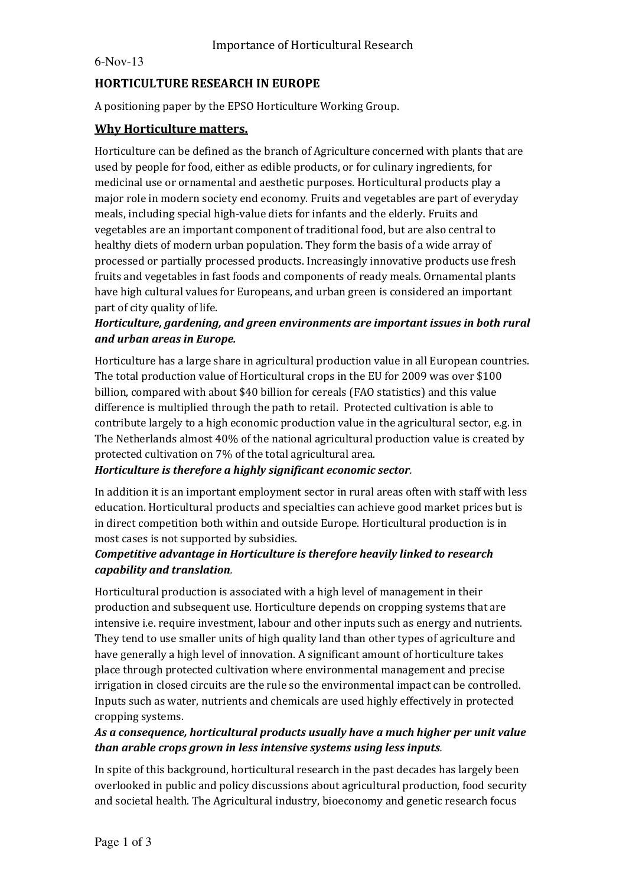6-Nov-13

# HORTICULTURE RESEARCH IN EUROPE

A positioning paper by the EPSO Horticulture Working Group.

## Why Horticulture matters.

Horticulture can be defined as the branch of Agriculture concerned with plants that are used by people for food, either as edible products, or for culinary ingredients, for medicinal use or ornamental and aesthetic purposes. Horticultural products play a major role in modern society end economy. Fruits and vegetables are part of everyday meals, including special high-value diets for infants and the elderly. Fruits and vegetables are an important component of traditional food, but are also central to healthy diets of modern urban population. They form the basis of a wide array of processed or partially processed products. Increasingly innovative products use fresh fruits and vegetables in fast foods and components of ready meals. Ornamental plants have high cultural values for Europeans, and urban green is considered an important part of city quality of life.

***Horticulture, gardening, and green environments are important issues in both rural and urban areas in Europe.***

Horticulture has a large share in agricultural production value in all European countries. The total production value of Horticultural crops in the EU for 2009 was over $100 billion, compared with about $40 billion for cereals (FAO statistics) and this value difference is multiplied through the path to retail. Protected cultivation is able to contribute largely to a high economic production value in the agricultural sector, e.g. in The Netherlands almost 40% of the national agricultural production value is created by protected cultivation on 7% of the total agricultural area.

***Horticulture is therefore a highly significant economic sector.***

In addition it is an important employment sector in rural areas often with staff with less education. Horticultural products and specialties can achieve good market prices but is in direct competition both within and outside Europe. Horticultural production is in most cases is not supported by subsidies.

***Competitive advantage in Horticulture is therefore heavily linked to research capability and translation.***

Horticultural production is associated with a high level of management in their production and subsequent use. Horticulture depends on cropping systems that are intensive i.e. require investment, labour and other inputs such as energy and nutrients. They tend to use smaller units of high quality land than other types of agriculture and have generally a high level of innovation. A significant amount of horticulture takes place through protected cultivation where environmental management and precise irrigation in closed circuits are the rule so the environmental impact can be controlled. Inputs such as water, nutrients and chemicals are used highly effectively in protected cropping systems.

***As a consequence, horticultural products usually have a much higher per unit value than arable crops grown in less intensive systems using less inputs.***

In spite of this background, horticultural research in the past decades has largely been overlooked in public and policy discussions about agricultural production, food security and societal health. The Agricultural industry, bioeconomy and genetic research focus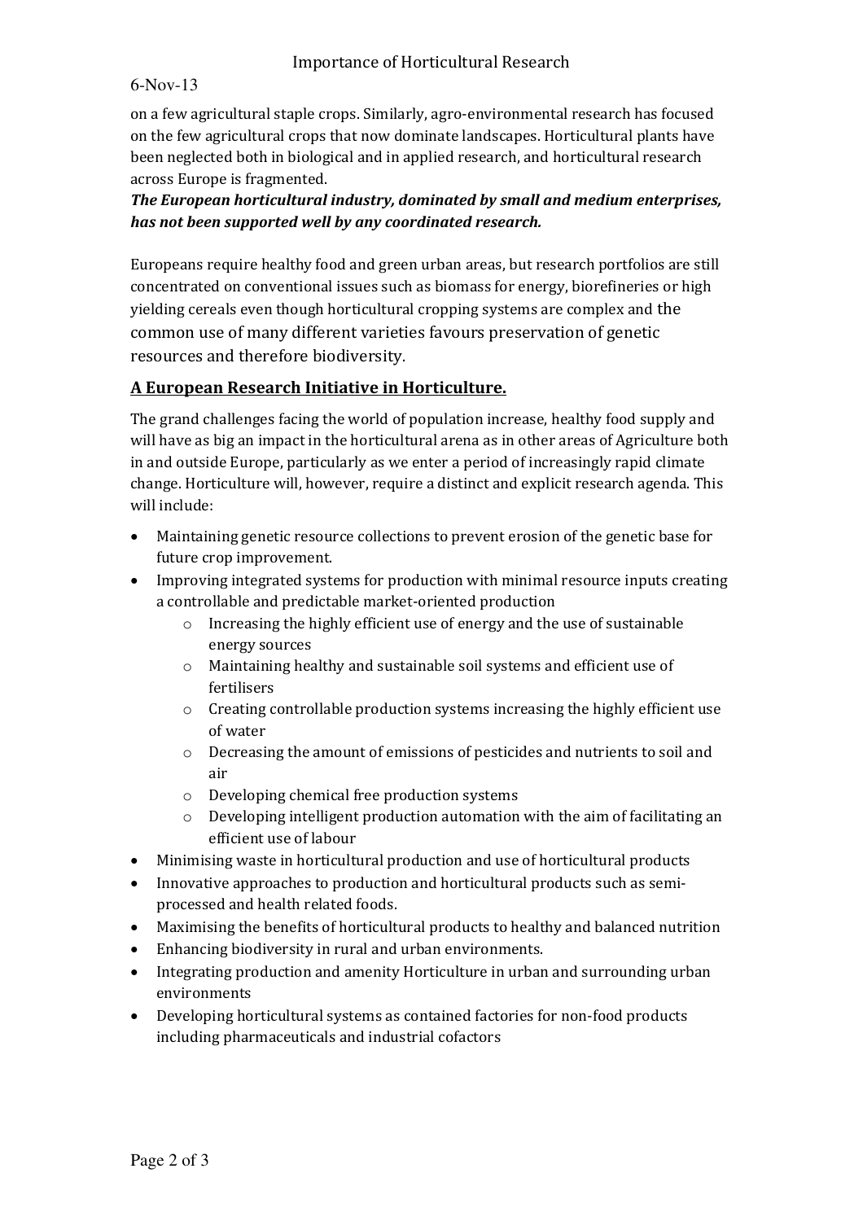on a few agricultural staple crops. Similarly, agro-environmental research has focused on the few agricultural crops that now dominate landscapes. Horticultural plants have been neglected both in biological and in applied research, and horticultural research across Europe is fragmented.

***The European horticultural industry, dominated by small and medium enterprises, has not been supported well by any coordinated research.***

Europeans require healthy food and green urban areas, but research portfolios are still concentrated on conventional issues such as biomass for energy, biorefineries or high yielding cereals even though horticultural cropping systems are complex and the common use of many different varieties favours preservation of genetic resources and therefore biodiversity.

## A European Research Initiative in Horticulture.

The grand challenges facing the world of population increase, healthy food supply and will have as big an impact in the horticultural arena as in other areas of Agriculture both in and outside Europe, particularly as we enter a period of increasingly rapid climate change. Horticulture will, however, require a distinct and explicit research agenda. This will include:

- Maintaining genetic resource collections to prevent erosion of the genetic base for future crop improvement.
- Improving integrated systems for production with minimal resource inputs creating a controllable and predictable market-oriented production
    - Increasing the highly efficient use of energy and the use of sustainable energy sources
    - Maintaining healthy and sustainable soil systems and efficient use of fertilisers
    - Creating controllable production systems increasing the highly efficient use of water
    - Decreasing the amount of emissions of pesticides and nutrients to soil and air
    - Developing chemical free production systems
    - Developing intelligent production automation with the aim of facilitating an efficient use of labour
- Minimising waste in horticultural production and use of horticultural products
- Innovative approaches to production and horticultural products such as semi-processed and health related foods.
- Maximising the benefits of horticultural products to healthy and balanced nutrition
- Enhancing biodiversity in rural and urban environments.
- Integrating production and amenity Horticulture in urban and surrounding urban environments
- Developing horticultural systems as contained factories for non-food products including pharmaceuticals and industrial cofactors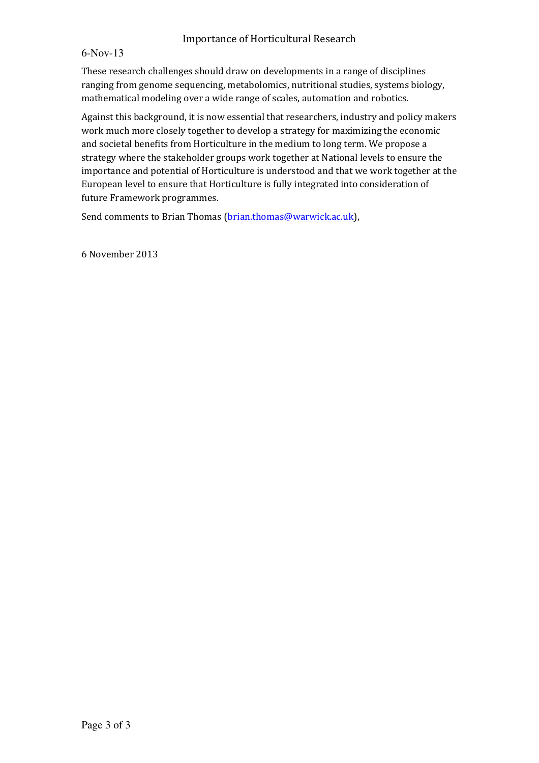These research challenges should draw on developments in a range of disciplines ranging from genome sequencing, metabolomics, nutritional studies, systems biology, mathematical modeling over a wide range of scales, automation and robotics.

Against this background, it is now essential that researchers, industry and policy makers work much more closely together to develop a strategy for maximizing the economic and societal benefits from Horticulture in the medium to long term. We propose a strategy where the stakeholder groups work together at National levels to ensure the importance and potential of Horticulture is understood and that we work together at the European level to ensure that Horticulture is fully integrated into consideration of future Framework programmes.

Send comments to Brian Thomas (brian.thomas@warwick.ac.uk),

6 November 2013